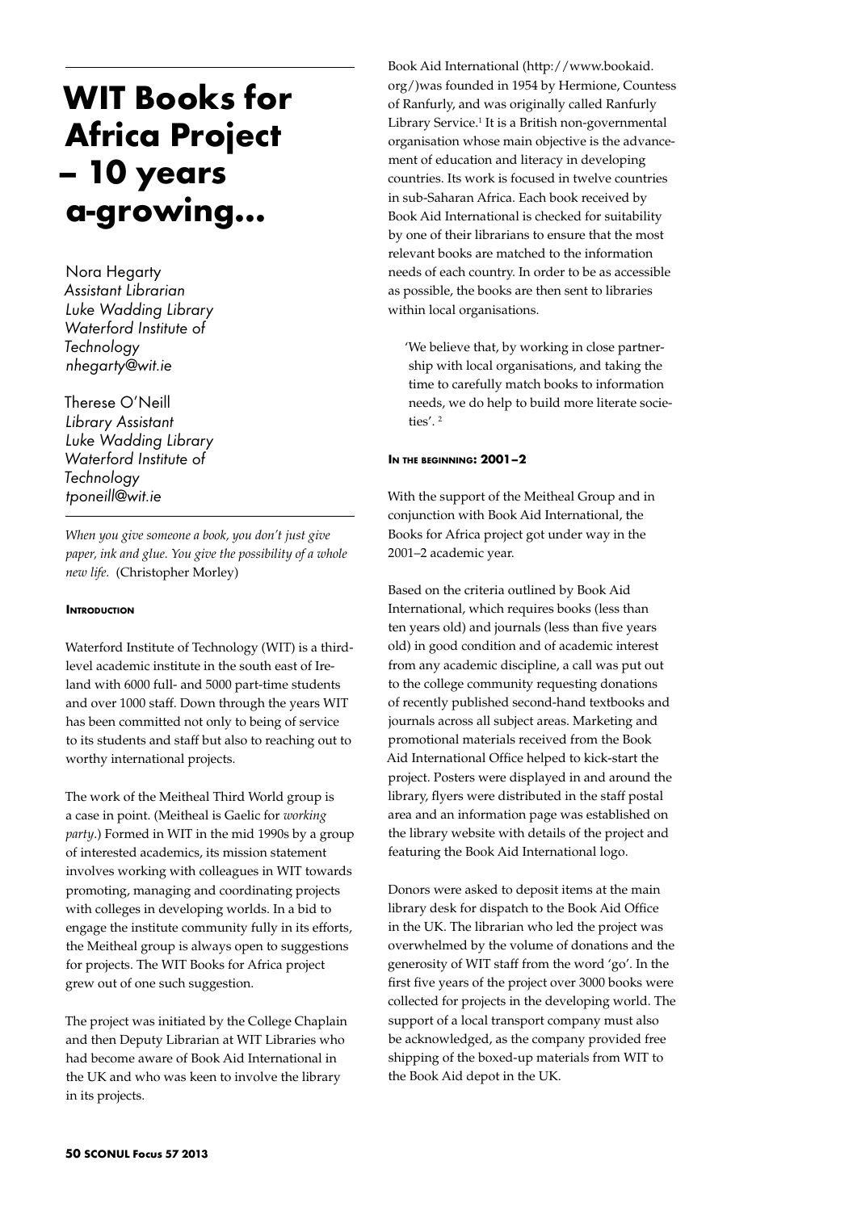# WIT Books for Africa Project – 10 years a-growing…

Nora Hegarty
*Assistant Librarian*
*Luke Wadding Library*
*Waterford Institute of Technology*
*nhegarty@wit.ie*

Therese O'Neill
*Library Assistant*
*Luke Wadding Library*
*Waterford Institute of Technology*
*tponeill@wit.ie*

*When you give someone a book, you don't just give paper, ink and glue. You give the possibility of a whole new life.* (Christopher Morley)

#### Introduction

Waterford Institute of Technology (WIT) is a third-level academic institute in the south east of Ireland with 6000 full- and 5000 part-time students and over 1000 staff. Down through the years WIT has been committed not only to being of service to its students and staff but also to reaching out to worthy international projects.

The work of the Meitheal Third World group is a case in point. (Meitheal is Gaelic for *working party*.) Formed in WIT in the mid 1990s by a group of interested academics, its mission statement involves working with colleagues in WIT towards promoting, managing and coordinating projects with colleges in developing worlds. In a bid to engage the institute community fully in its efforts, the Meitheal group is always open to suggestions for projects. The WIT Books for Africa project grew out of one such suggestion.

The project was initiated by the College Chaplain and then Deputy Librarian at WIT Libraries who had become aware of Book Aid International in the UK and who was keen to involve the library in its projects.

Book Aid International (http://www.bookaid.org/)was founded in 1954 by Hermione, Countess of Ranfurly, and was originally called Ranfurly Library Service.[1] It is a British non-governmental organisation whose main objective is the advancement of education and literacy in developing countries. Its work is focused in twelve countries in sub-Saharan Africa. Each book received by Book Aid International is checked for suitability by one of their librarians to ensure that the most relevant books are matched to the information needs of each country. In order to be as accessible as possible, the books are then sent to libraries within local organisations.

> 'We believe that, by working in close partnership with local organisations, and taking the time to carefully match books to information needs, we do help to build more literate societies'. [2]

#### In the beginning: 2001–2

With the support of the Meitheal Group and in conjunction with Book Aid International, the Books for Africa project got under way in the 2001–2 academic year.

Based on the criteria outlined by Book Aid International, which requires books (less than ten years old) and journals (less than five years old) in good condition and of academic interest from any academic discipline, a call was put out to the college community requesting donations of recently published second-hand textbooks and journals across all subject areas. Marketing and promotional materials received from the Book Aid International Office helped to kick-start the project. Posters were displayed in and around the library, flyers were distributed in the staff postal area and an information page was established on the library website with details of the project and featuring the Book Aid International logo.

Donors were asked to deposit items at the main library desk for dispatch to the Book Aid Office in the UK. The librarian who led the project was overwhelmed by the volume of donations and the generosity of WIT staff from the word 'go'. In the first five years of the project over 3000 books were collected for projects in the developing world. The support of a local transport company must also be acknowledged, as the company provided free shipping of the boxed-up materials from WIT to the Book Aid depot in the UK.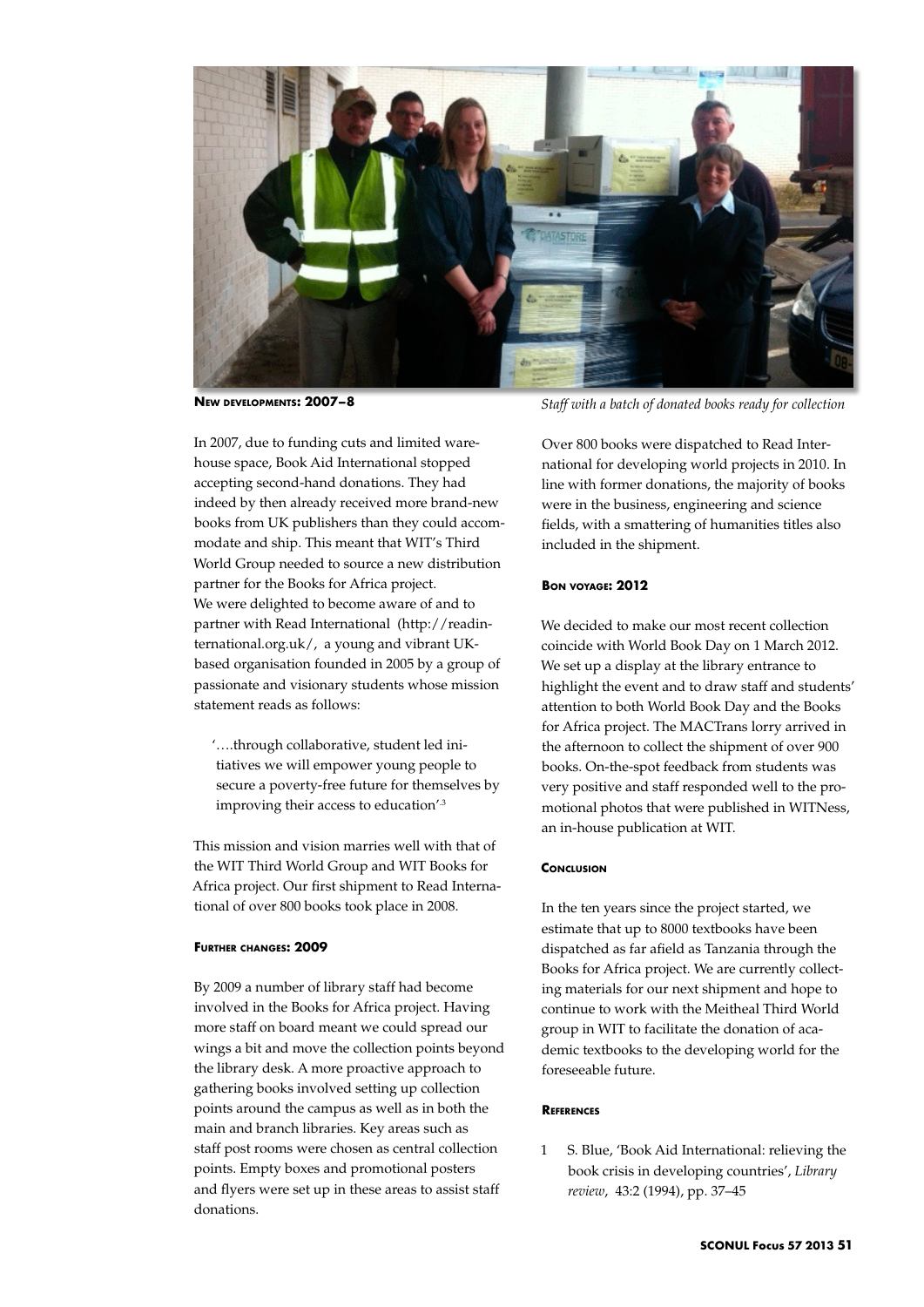*Staff with a batch of donated books ready for collection*

## New developments: 2007–8

In 2007, due to funding cuts and limited warehouse space, Book Aid International stopped accepting second-hand donations. They had indeed by then already received more brand-new books from UK publishers than they could accommodate and ship. This meant that WIT's Third World Group needed to source a new distribution partner for the Books for Africa project. We were delighted to become aware of and to partner with Read International (http://readinternational.org.uk/, a young and vibrant UK-based organisation founded in 2005 by a group of passionate and visionary students whose mission statement reads as follows:

> '….through collaborative, student led initiatives we will empower young people to secure a poverty-free future for themselves by improving their access to education'.[3]

This mission and vision marries well with that of the WIT Third World Group and WIT Books for Africa project. Our first shipment to Read International of over 800 books took place in 2008.

## Further changes: 2009

By 2009 a number of library staff had become involved in the Books for Africa project. Having more staff on board meant we could spread our wings a bit and move the collection points beyond the library desk. A more proactive approach to gathering books involved setting up collection points around the campus as well as in both the main and branch libraries. Key areas such as staff post rooms were chosen as central collection points. Empty boxes and promotional posters and flyers were set up in these areas to assist staff donations.

Over 800 books were dispatched to Read International for developing world projects in 2010. In line with former donations, the majority of books were in the business, engineering and science fields, with a smattering of humanities titles also included in the shipment.

## Bon voyage: 2012

We decided to make our most recent collection coincide with World Book Day on 1 March 2012. We set up a display at the library entrance to highlight the event and to draw staff and students' attention to both World Book Day and the Books for Africa project. The MACTrans lorry arrived in the afternoon to collect the shipment of over 900 books. On-the-spot feedback from students was very positive and staff responded well to the promotional photos that were published in WITNess, an in-house publication at WIT.

## Conclusion

In the ten years since the project started, we estimate that up to 8000 textbooks have been dispatched as far afield as Tanzania through the Books for Africa project. We are currently collecting materials for our next shipment and hope to continue to work with the Meitheal Third World group in WIT to facilitate the donation of academic textbooks to the developing world for the foreseeable future.

## References

1 S. Blue, 'Book Aid International: relieving the book crisis in developing countries', *Library review*, 43:2 (1994), pp. 37–45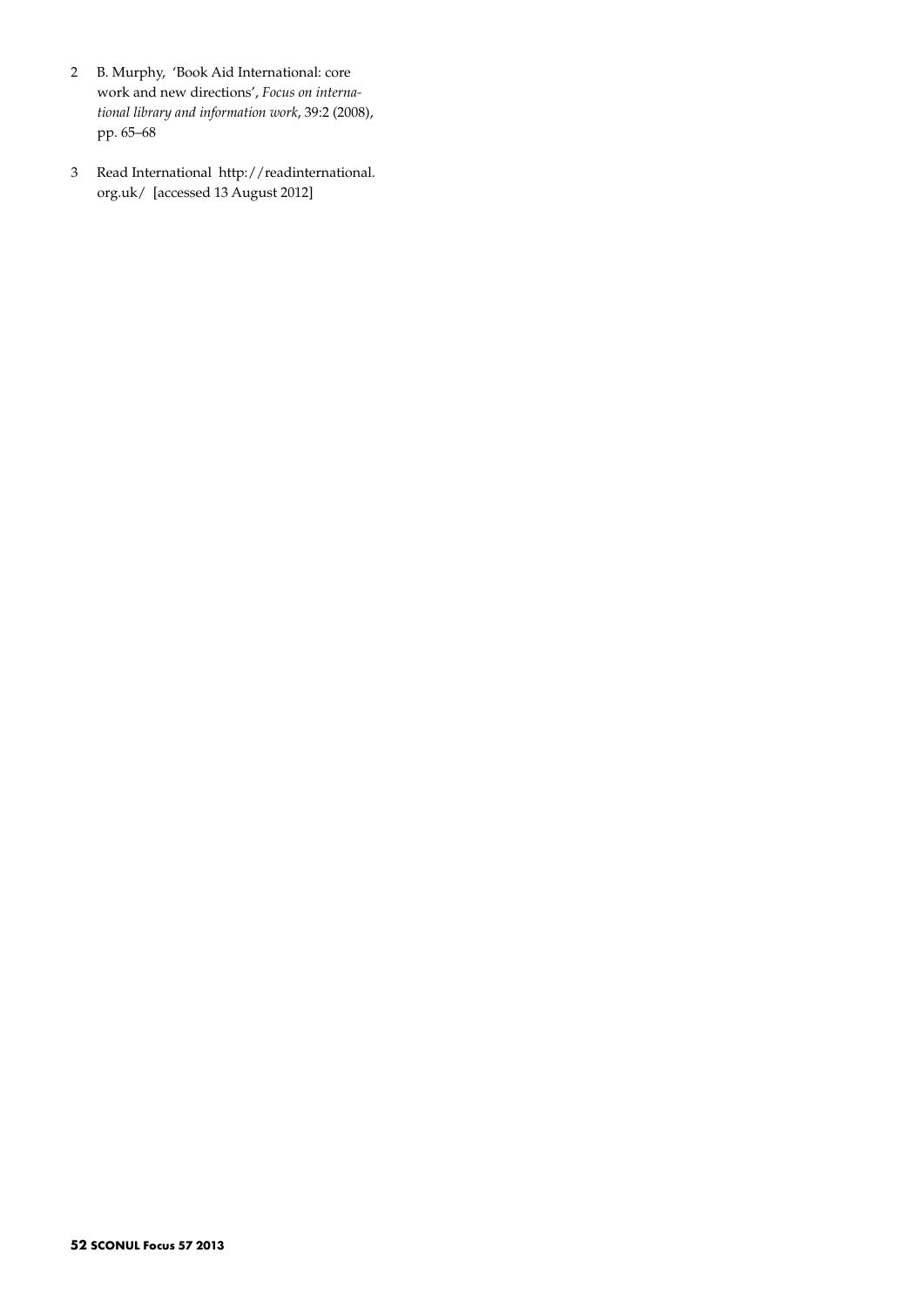2 B. Murphy, 'Book Aid International: core work and new directions', *Focus on international library and information work*, 39:2 (2008), pp. 65–68

3 Read International http://readinternational.org.uk/ [accessed 13 August 2012]